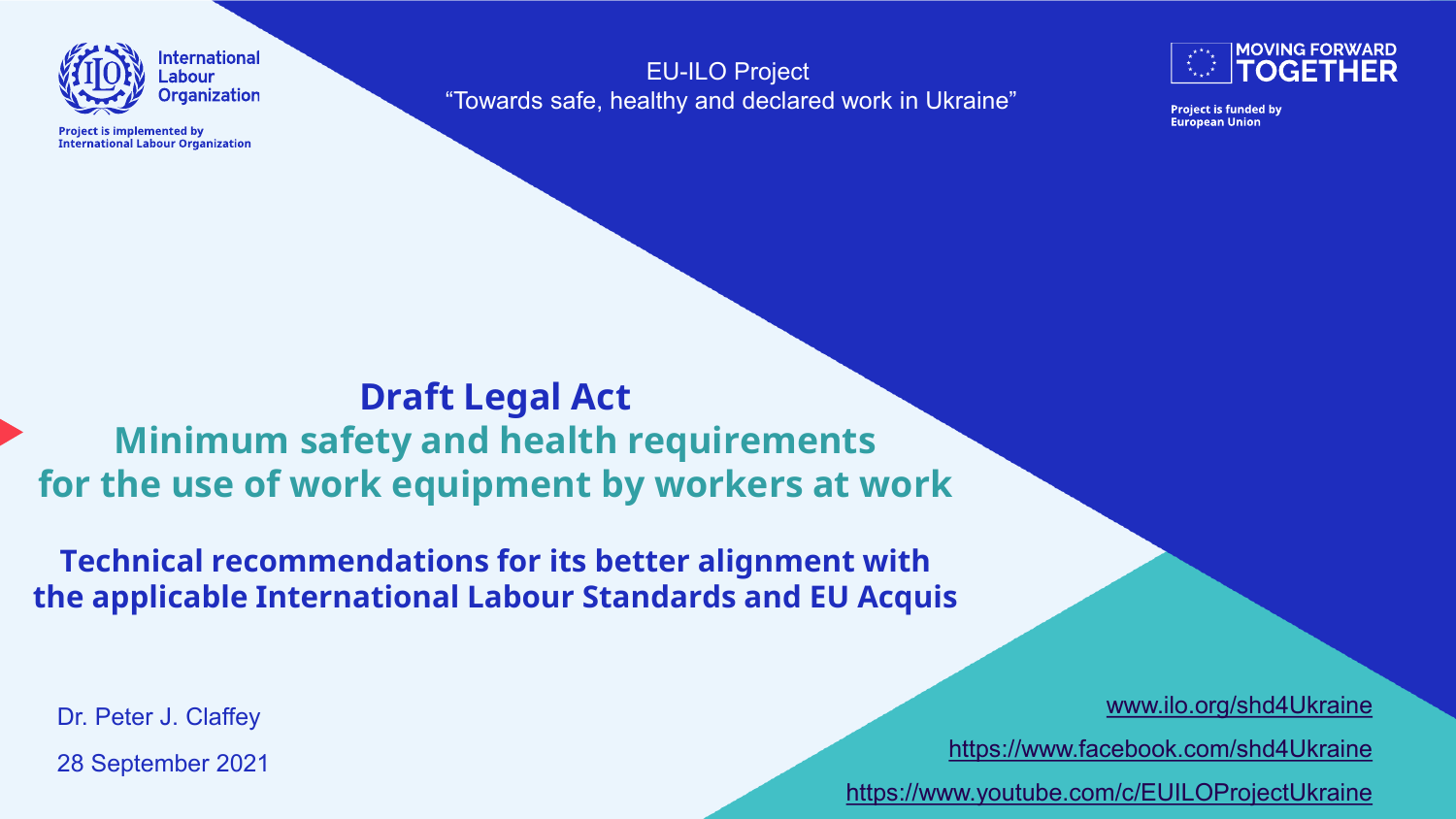International Labour Organization

Project is implemented by International Labour Organization

EU-ILO Project
"Towards safe, healthy and declared work in Ukraine"

MOVING FORWARD TOGETHER

Project is funded by European Union

# Draft Legal Act

## Minimum safety and health requirements for the use of work equipment by workers at work

### Technical recommendations for its better alignment with the applicable International Labour Standards and EU Acquis

Dr. Peter J. Claffey

28 September 2021

www.ilo.org/shd4Ukraine

https://www.facebook.com/shd4Ukraine

https://www.youtube.com/c/EUILOProjectUkraine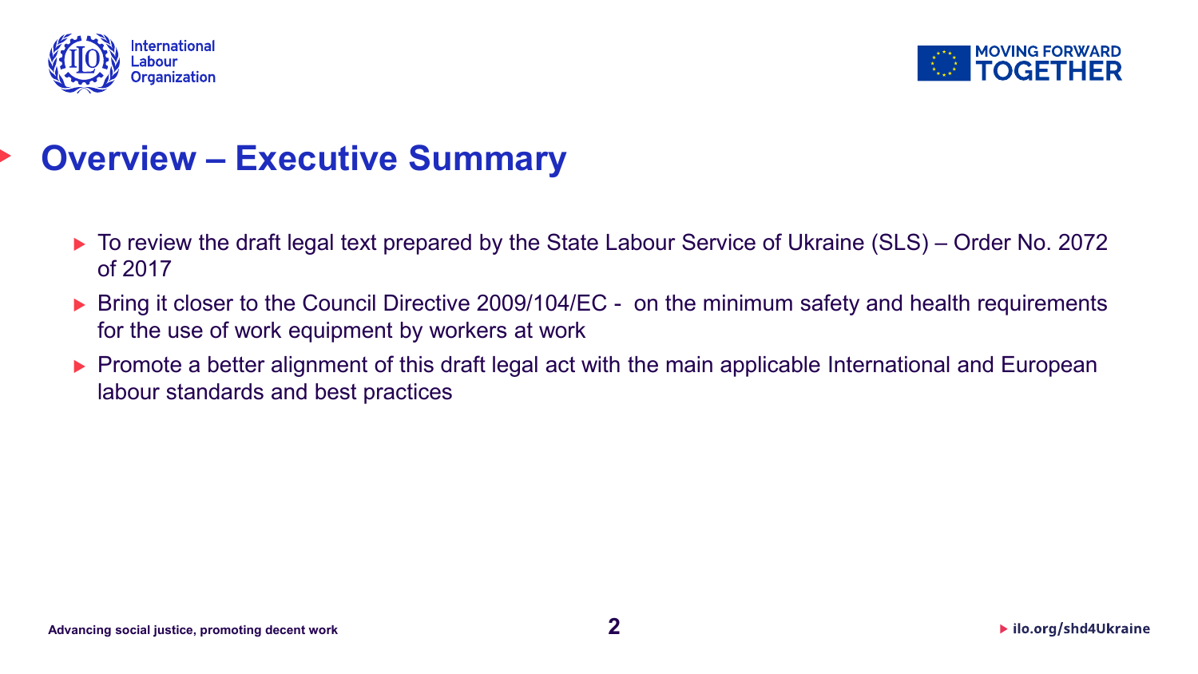# Overview – Executive Summary

- To review the draft legal text prepared by the State Labour Service of Ukraine (SLS) – Order No. 2072 of 2017
- Bring it closer to the Council Directive 2009/104/EC - on the minimum safety and health requirements for the use of work equipment by workers at work
- Promote a better alignment of this draft legal act with the main applicable International and European labour standards and best practices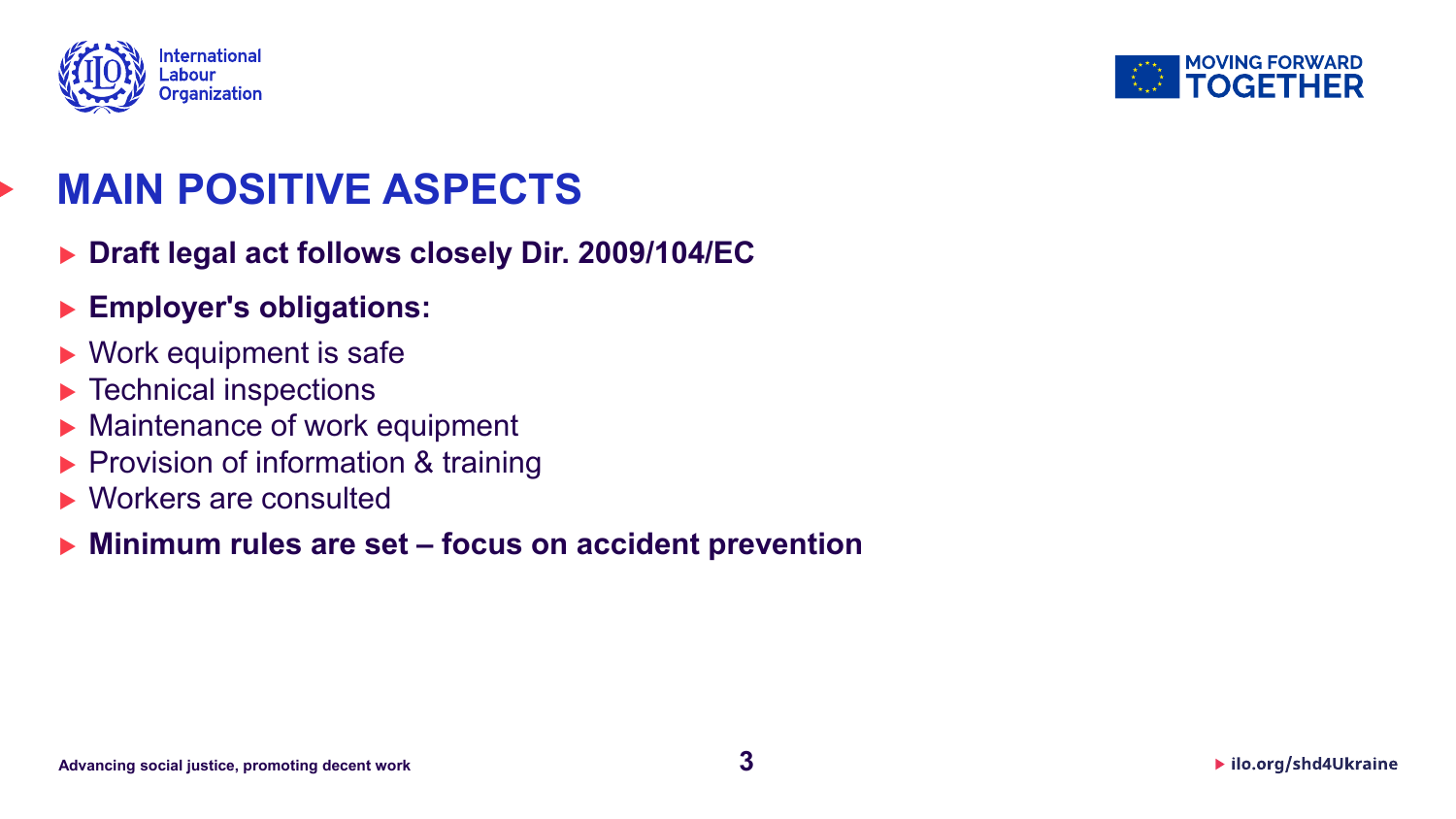# MAIN POSITIVE ASPECTS

- **Draft legal act follows closely Dir. 2009/104/EC**
- **Employer's obligations:**
- Work equipment is safe
- Technical inspections
- Maintenance of work equipment
- Provision of information & training
- Workers are consulted
- **Minimum rules are set – focus on accident prevention**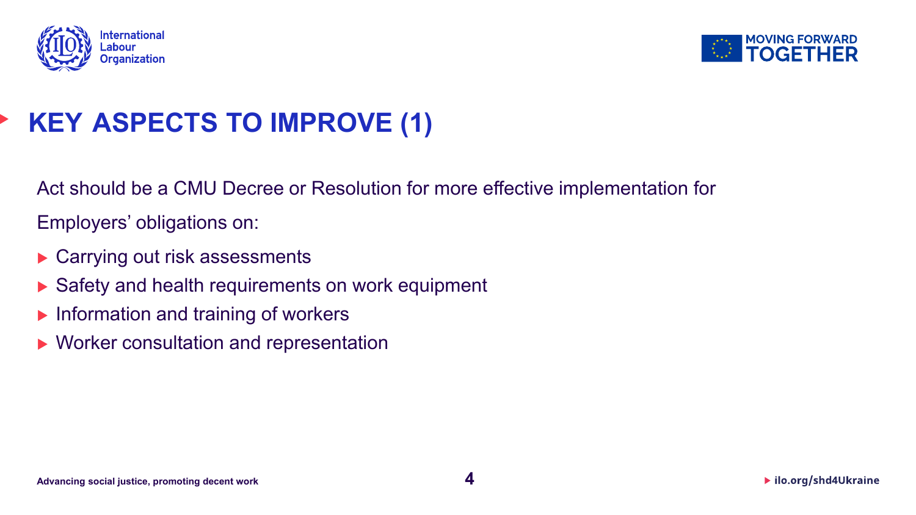# KEY ASPECTS TO IMPROVE (1)

Act should be a CMU Decree or Resolution for more effective implementation for

Employers' obligations on:

- Carrying out risk assessments
- Safety and health requirements on work equipment
- Information and training of workers
- Worker consultation and representation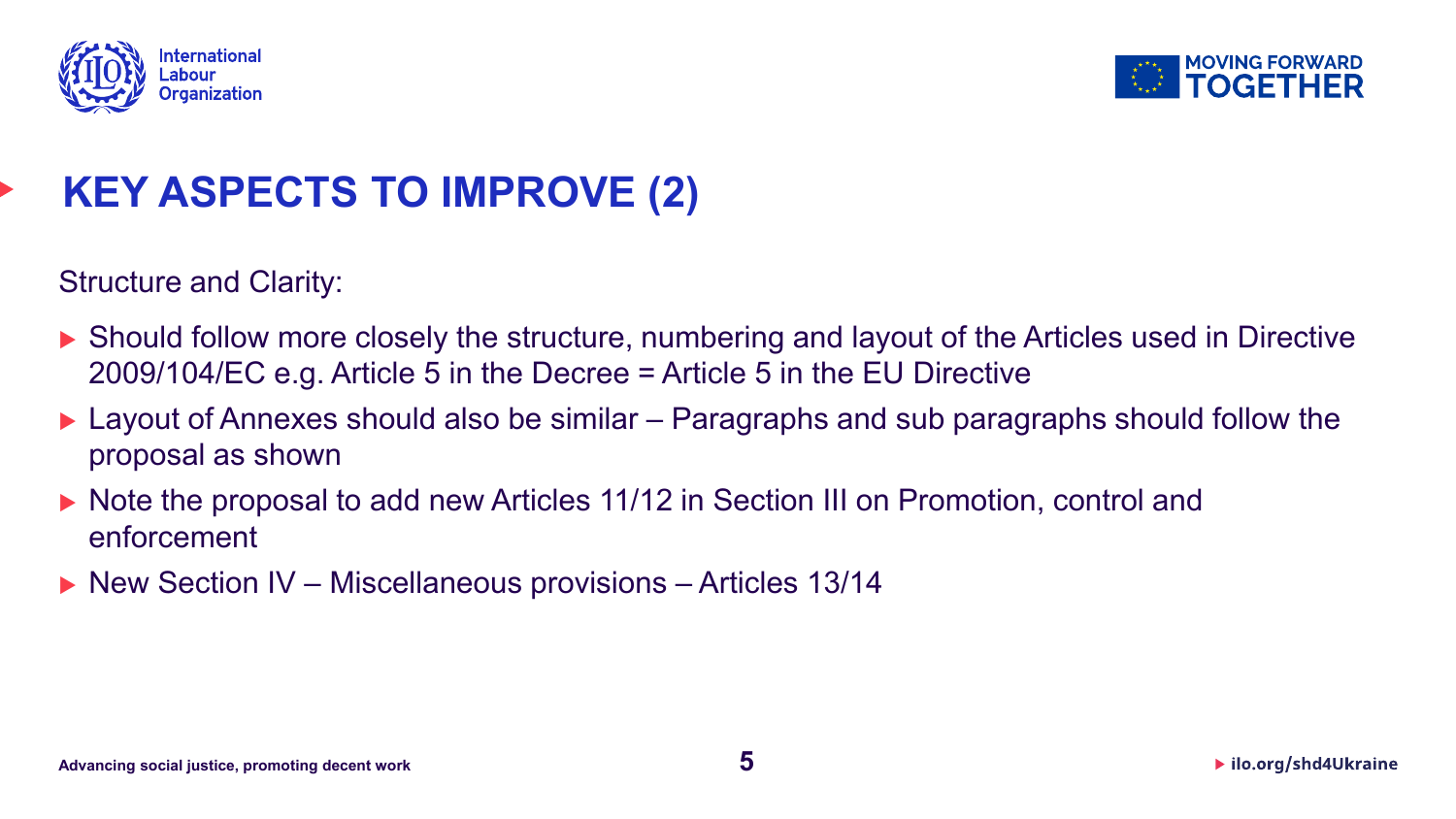# KEY ASPECTS TO IMPROVE (2)

Structure and Clarity:

- Should follow more closely the structure, numbering and layout of the Articles used in Directive 2009/104/EC e.g. Article 5 in the Decree = Article 5 in the EU Directive
- Layout of Annexes should also be similar – Paragraphs and sub paragraphs should follow the proposal as shown
- Note the proposal to add new Articles 11/12 in Section III on Promotion, control and enforcement
- New Section IV – Miscellaneous provisions – Articles 13/14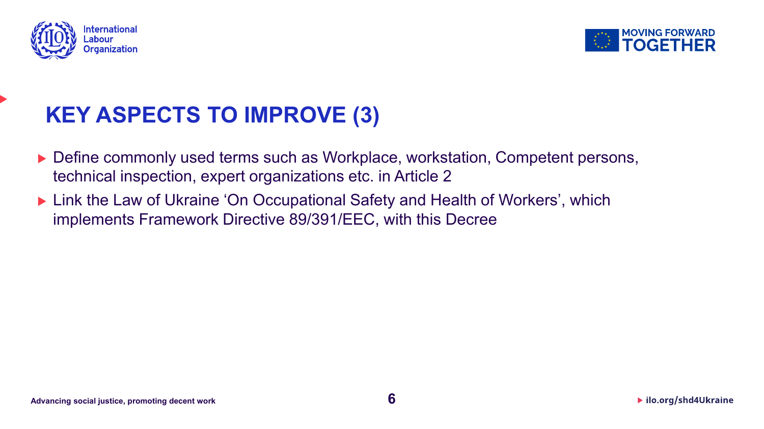## KEY ASPECTS TO IMPROVE (3)

- Define commonly used terms such as Workplace, workstation, Competent persons, technical inspection, expert organizations etc. in Article 2
- Link the Law of Ukraine 'On Occupational Safety and Health of Workers', which implements Framework Directive 89/391/EEC, with this Decree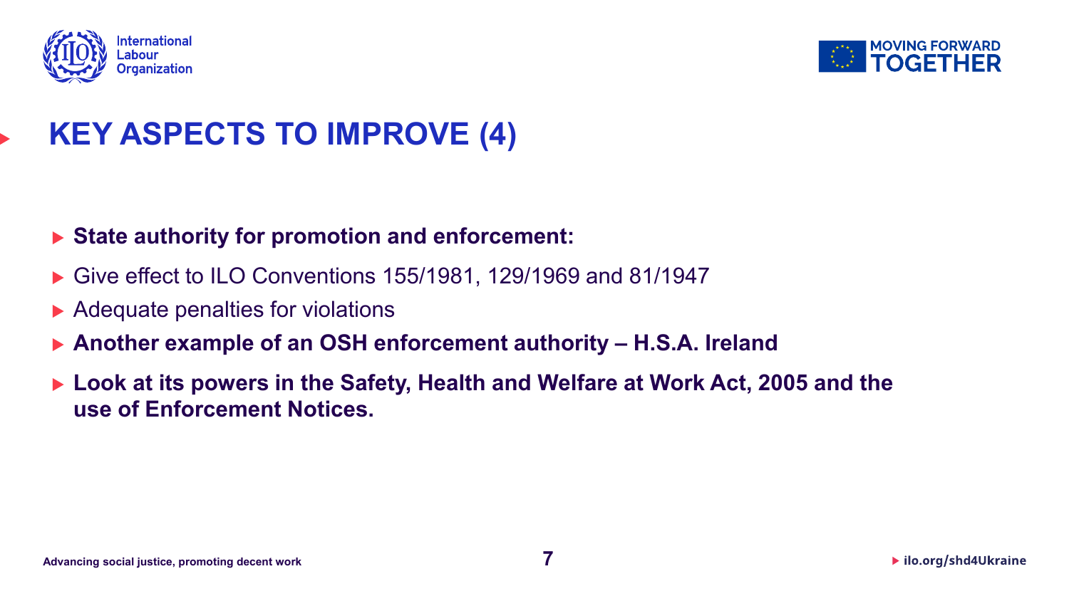# KEY ASPECTS TO IMPROVE (4)

- **State authority for promotion and enforcement:**
- Give effect to ILO Conventions 155/1981, 129/1969 and 81/1947
- Adequate penalties for violations
- **Another example of an OSH enforcement authority – H.S.A. Ireland**
- **Look at its powers in the Safety, Health and Welfare at Work Act, 2005 and the use of Enforcement Notices.**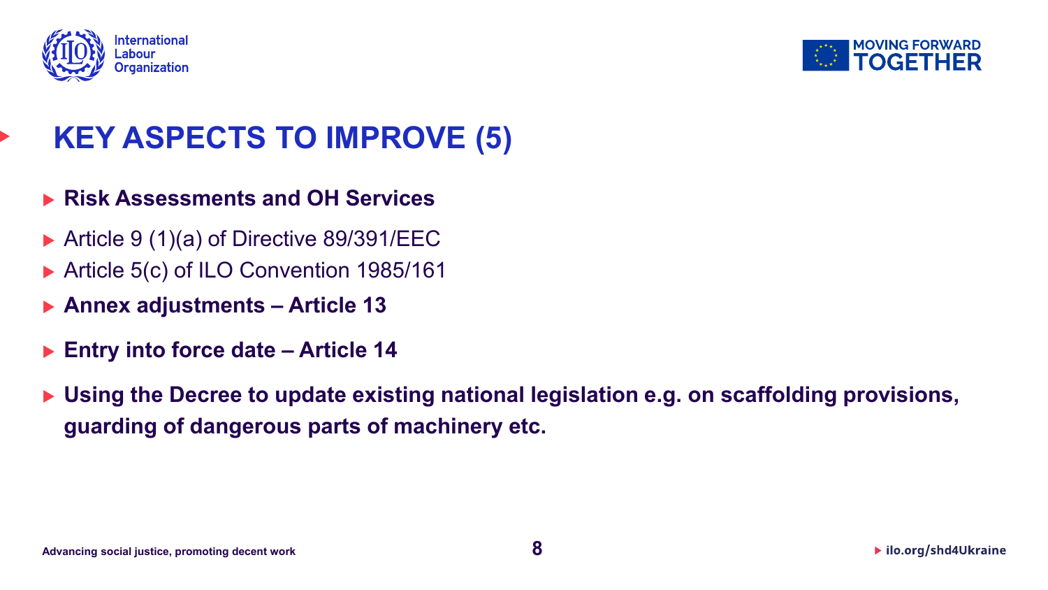# KEY ASPECTS TO IMPROVE (5)

- **Risk Assessments and OH Services**
- Article 9 (1)(a) of Directive 89/391/EEC
- Article 5(c) of ILO Convention 1985/161
- **Annex adjustments – Article 13**
- **Entry into force date – Article 14**
- **Using the Decree to update existing national legislation e.g. on scaffolding provisions, guarding of dangerous parts of machinery etc.**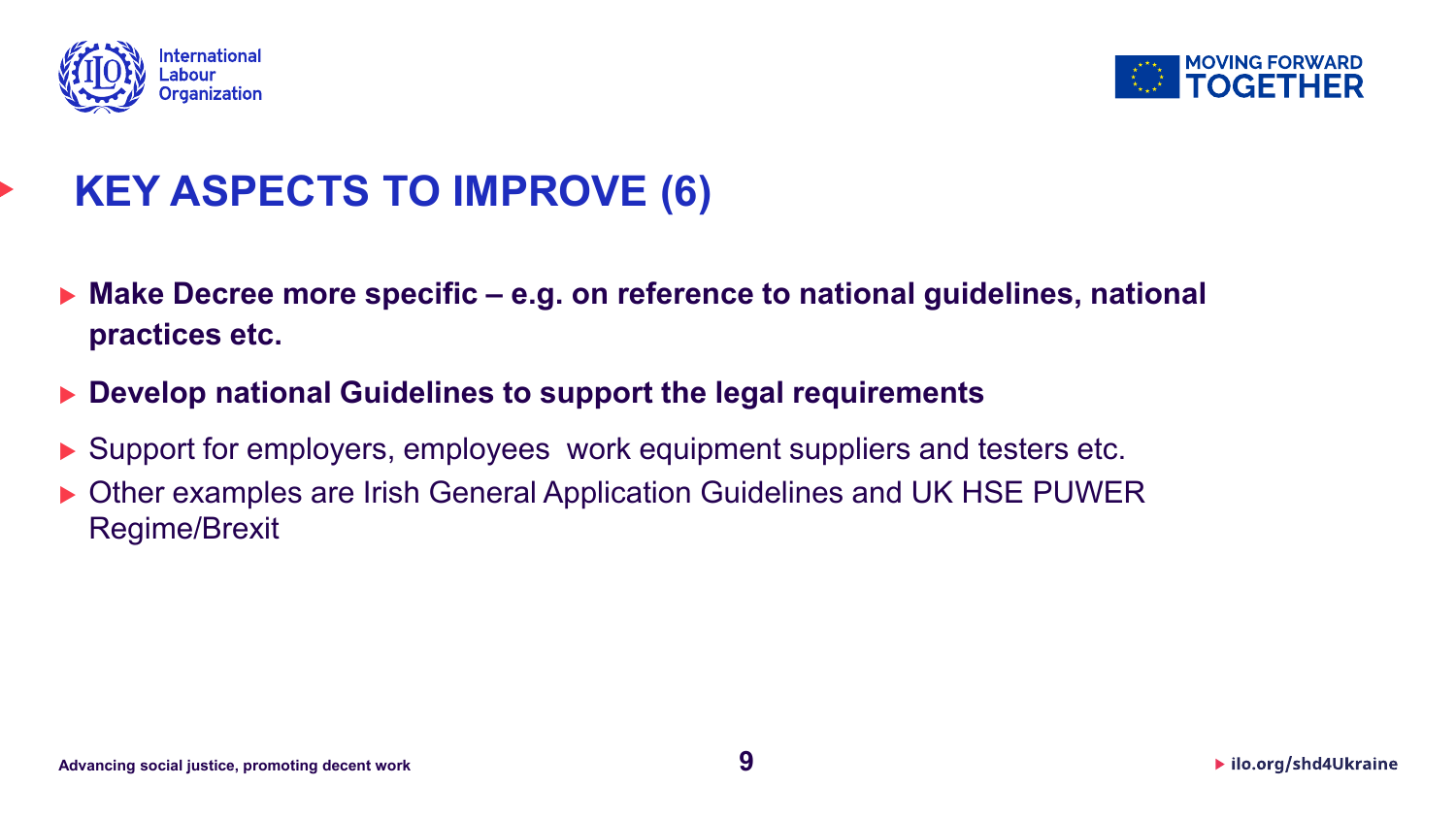# KEY ASPECTS TO IMPROVE (6)

- **Make Decree more specific – e.g. on reference to national guidelines, national practices etc.**
- **Develop national Guidelines to support the legal requirements**
- Support for employers, employees work equipment suppliers and testers etc.
- Other examples are Irish General Application Guidelines and UK HSE PUWER Regime/Brexit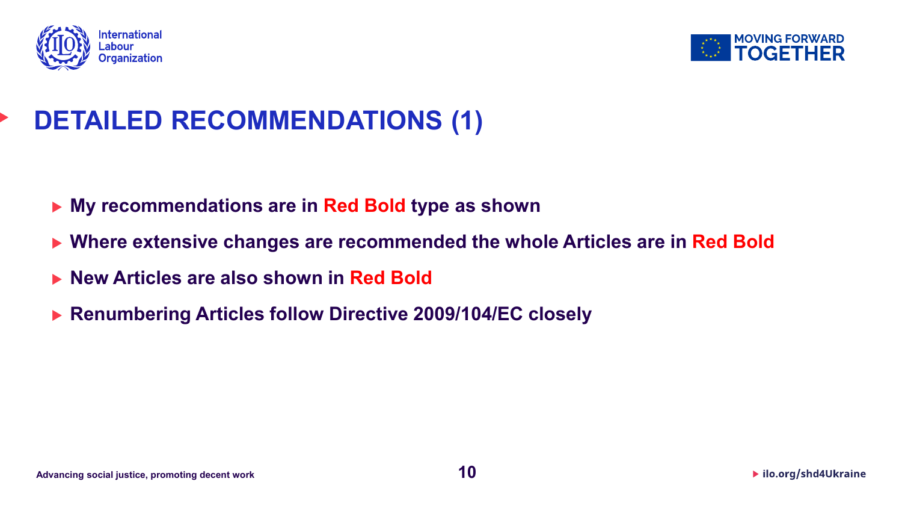# DETAILED RECOMMENDATIONS (1)

- **My recommendations are in Red Bold type as shown**
- **Where extensive changes are recommended the whole Articles are in Red Bold**
- **New Articles are also shown in Red Bold**
- **Renumbering Articles follow Directive 2009/104/EC closely**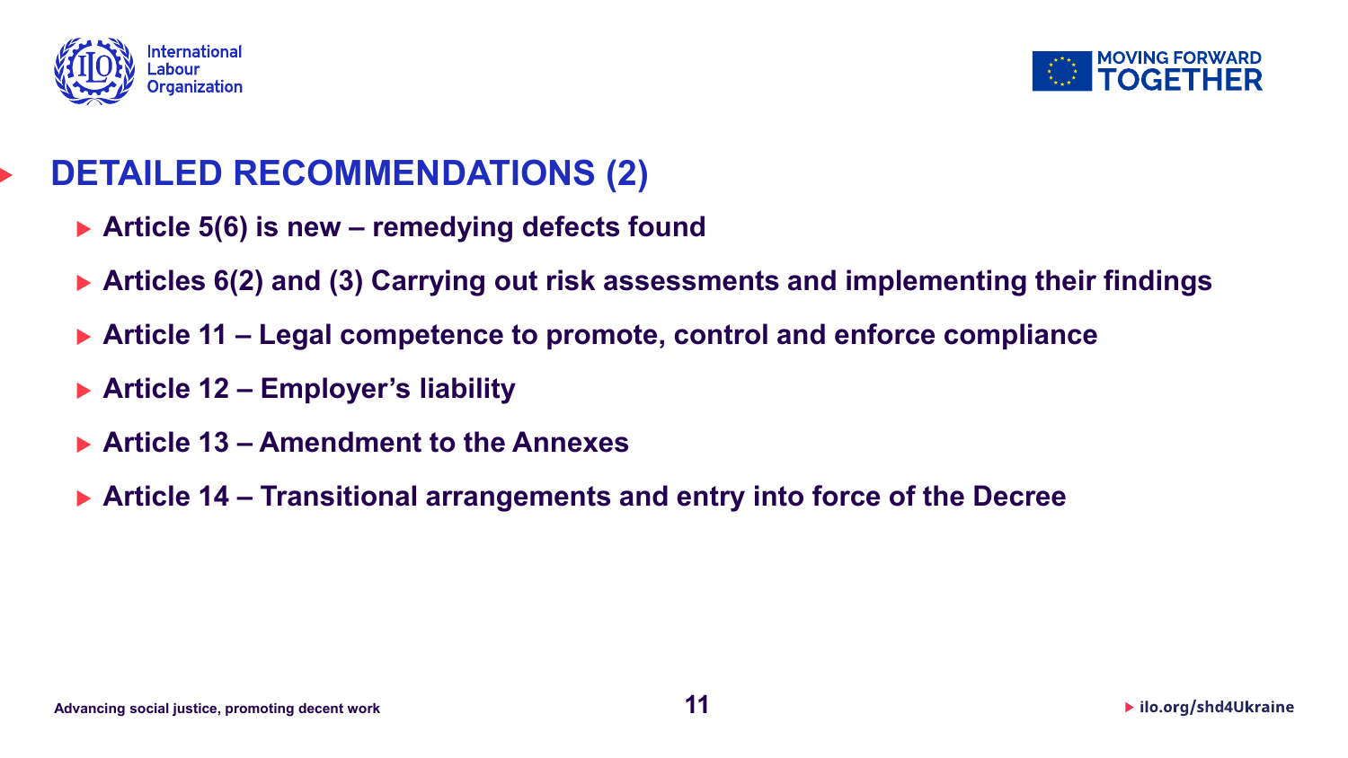# DETAILED RECOMMENDATIONS (2)

- **Article 5(6) is new – remedying defects found**
- **Articles 6(2) and (3) Carrying out risk assessments and implementing their findings**
- **Article 11 – Legal competence to promote, control and enforce compliance**
- **Article 12 – Employer's liability**
- **Article 13 – Amendment to the Annexes**
- **Article 14 – Transitional arrangements and entry into force of the Decree**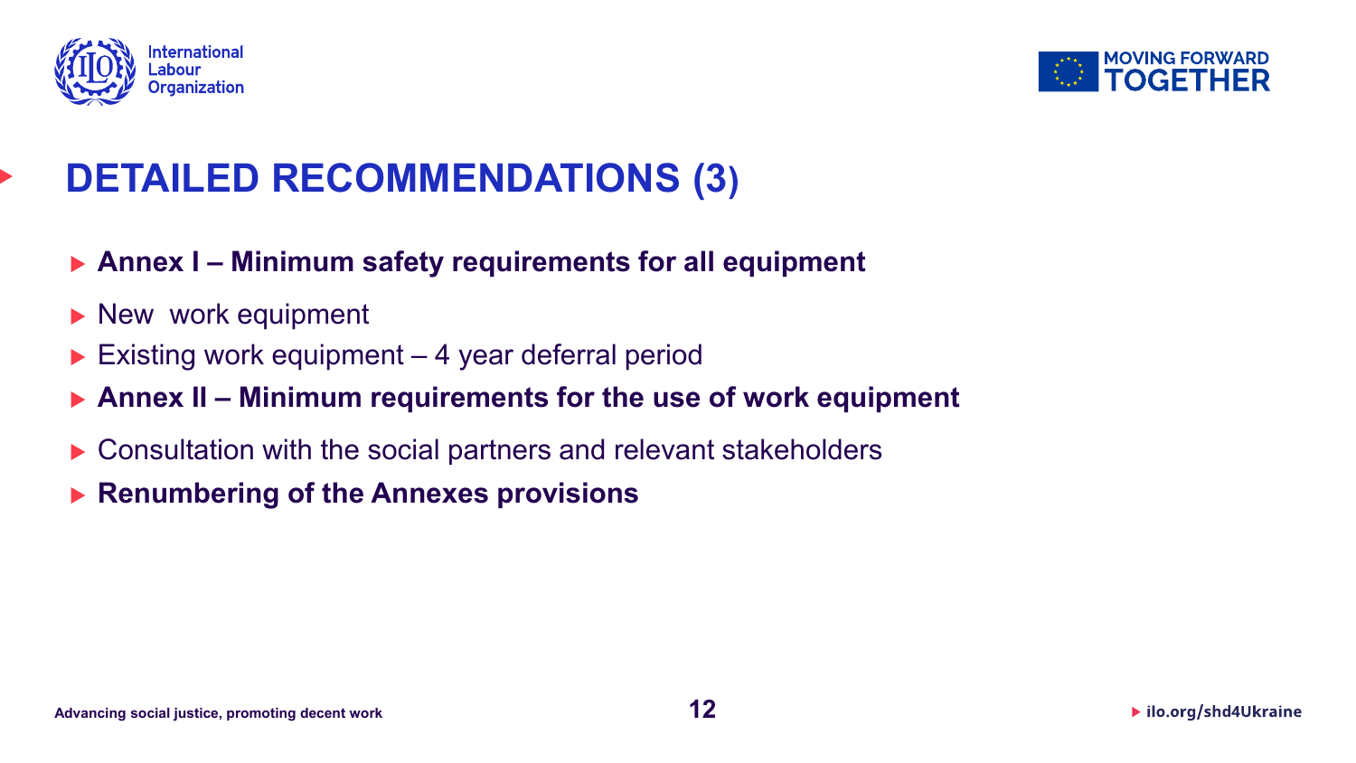# DETAILED RECOMMENDATIONS (3)

- **Annex I – Minimum safety requirements for all equipment**
- New  work equipment
- Existing work equipment – 4 year deferral period
- **Annex II – Minimum requirements for the use of work equipment**
- Consultation with the social partners and relevant stakeholders
- **Renumbering of the Annexes provisions**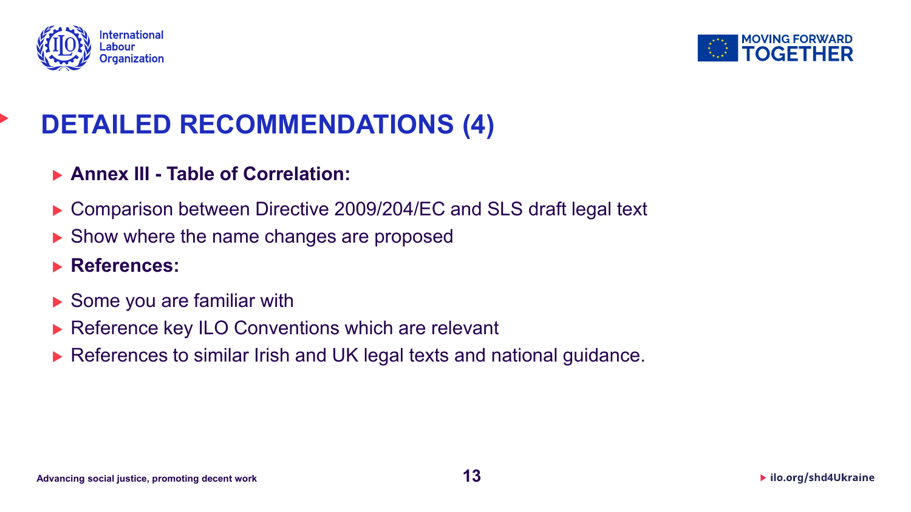# DETAILED RECOMMENDATIONS (4)

- **Annex III - Table of Correlation:**
- Comparison between Directive 2009/204/EC and SLS draft legal text
- Show where the name changes are proposed
- **References:**
- Some you are familiar with
- Reference key ILO Conventions which are relevant
- References to similar Irish and UK legal texts and national guidance.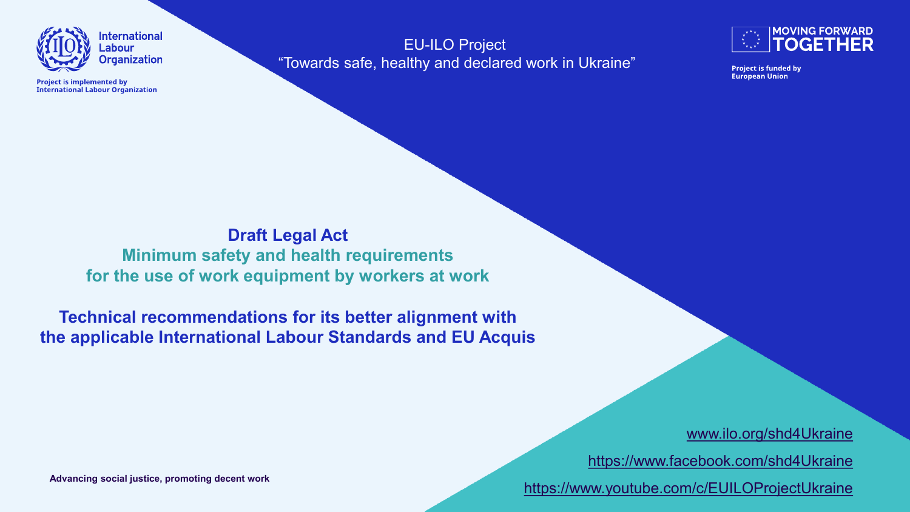International Labour Organization

Project is implemented by International Labour Organization

EU-ILO Project
"Towards safe, healthy and declared work in Ukraine"

MOVING FORWARD TOGETHER

Project is funded by European Union

**Draft Legal Act**
**Minimum safety and health requirements for the use of work equipment by workers at work**

**Technical recommendations for its better alignment with the applicable International Labour Standards and EU Acquis**

www.ilo.org/shd4Ukraine

https://www.facebook.com/shd4Ukraine

https://www.youtube.com/c/EUILOProjectUkraine

**Advancing social justice, promoting decent work**